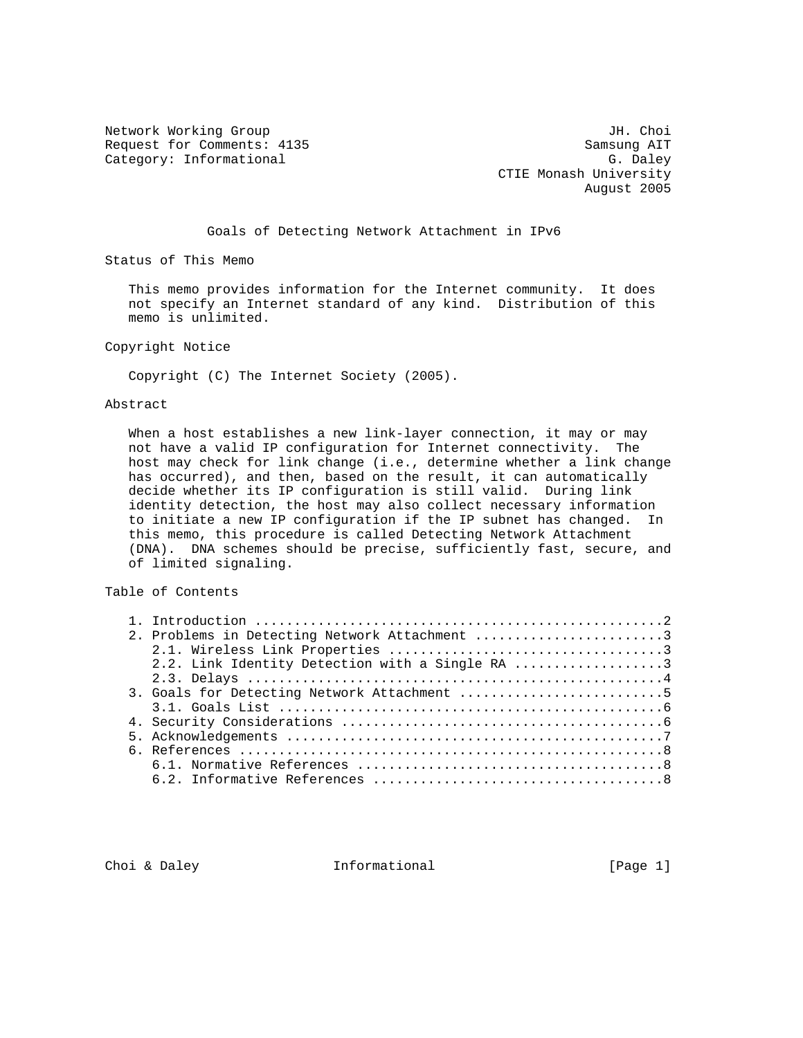Network Working Group JH. Choi
Request for Comments: 4135 Samsung AIT
Category: Informational G. Daley
CTIE Monash University
August 2005

# Goals of Detecting Network Attachment in IPv6

## Status of This Memo

This memo provides information for the Internet community. It does not specify an Internet standard of any kind. Distribution of this memo is unlimited.

## Copyright Notice

Copyright (C) The Internet Society (2005).

## Abstract

When a host establishes a new link-layer connection, it may or may not have a valid IP configuration for Internet connectivity. The host may check for link change (i.e., determine whether a link change has occurred), and then, based on the result, it can automatically decide whether its IP configuration is still valid. During link identity detection, the host may also collect necessary information to initiate a new IP configuration if the IP subnet has changed. In this memo, this procedure is called Detecting Network Attachment (DNA). DNA schemes should be precise, sufficiently fast, secure, and of limited signaling.

## Table of Contents

1. Introduction ....................................................2
2. Problems in Detecting Network Attachment ........................3
   2.1. Wireless Link Properties ..................................3
   2.2. Link Identity Detection with a Single RA ..................3
   2.3. Delays ....................................................4
3. Goals for Detecting Network Attachment ..........................5
   3.1. Goals List ................................................6
4. Security Considerations .........................................6
5. Acknowledgements ................................................7
6. References ......................................................8
   6.1. Normative References ......................................8
   6.2. Informative References ....................................8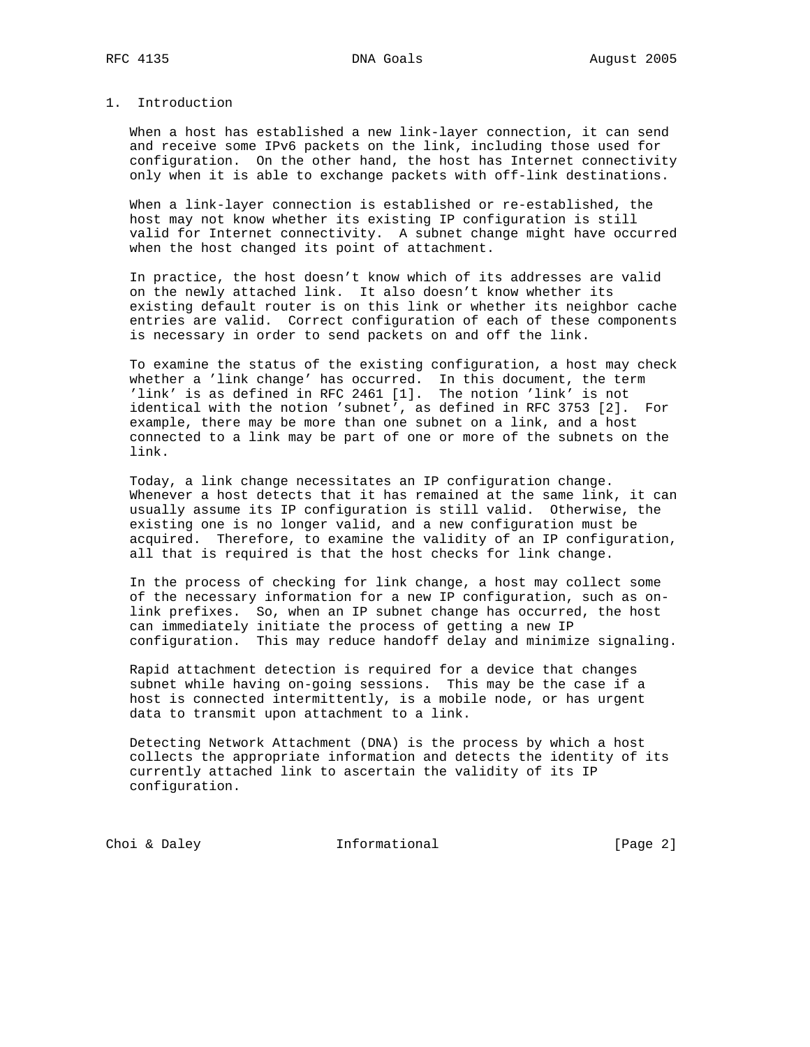## 1. Introduction

When a host has established a new link-layer connection, it can send and receive some IPv6 packets on the link, including those used for configuration. On the other hand, the host has Internet connectivity only when it is able to exchange packets with off-link destinations.

When a link-layer connection is established or re-established, the host may not know whether its existing IP configuration is still valid for Internet connectivity. A subnet change might have occurred when the host changed its point of attachment.

In practice, the host doesn't know which of its addresses are valid on the newly attached link. It also doesn't know whether its existing default router is on this link or whether its neighbor cache entries are valid. Correct configuration of each of these components is necessary in order to send packets on and off the link.

To examine the status of the existing configuration, a host may check whether a 'link change' has occurred. In this document, the term 'link' is as defined in RFC 2461 [1]. The notion 'link' is not identical with the notion 'subnet', as defined in RFC 3753 [2]. For example, there may be more than one subnet on a link, and a host connected to a link may be part of one or more of the subnets on the link.

Today, a link change necessitates an IP configuration change. Whenever a host detects that it has remained at the same link, it can usually assume its IP configuration is still valid. Otherwise, the existing one is no longer valid, and a new configuration must be acquired. Therefore, to examine the validity of an IP configuration, all that is required is that the host checks for link change.

In the process of checking for link change, a host may collect some of the necessary information for a new IP configuration, such as on-link prefixes. So, when an IP subnet change has occurred, the host can immediately initiate the process of getting a new IP configuration. This may reduce handoff delay and minimize signaling.

Rapid attachment detection is required for a device that changes subnet while having on-going sessions. This may be the case if a host is connected intermittently, is a mobile node, or has urgent data to transmit upon attachment to a link.

Detecting Network Attachment (DNA) is the process by which a host collects the appropriate information and detects the identity of its currently attached link to ascertain the validity of its IP configuration.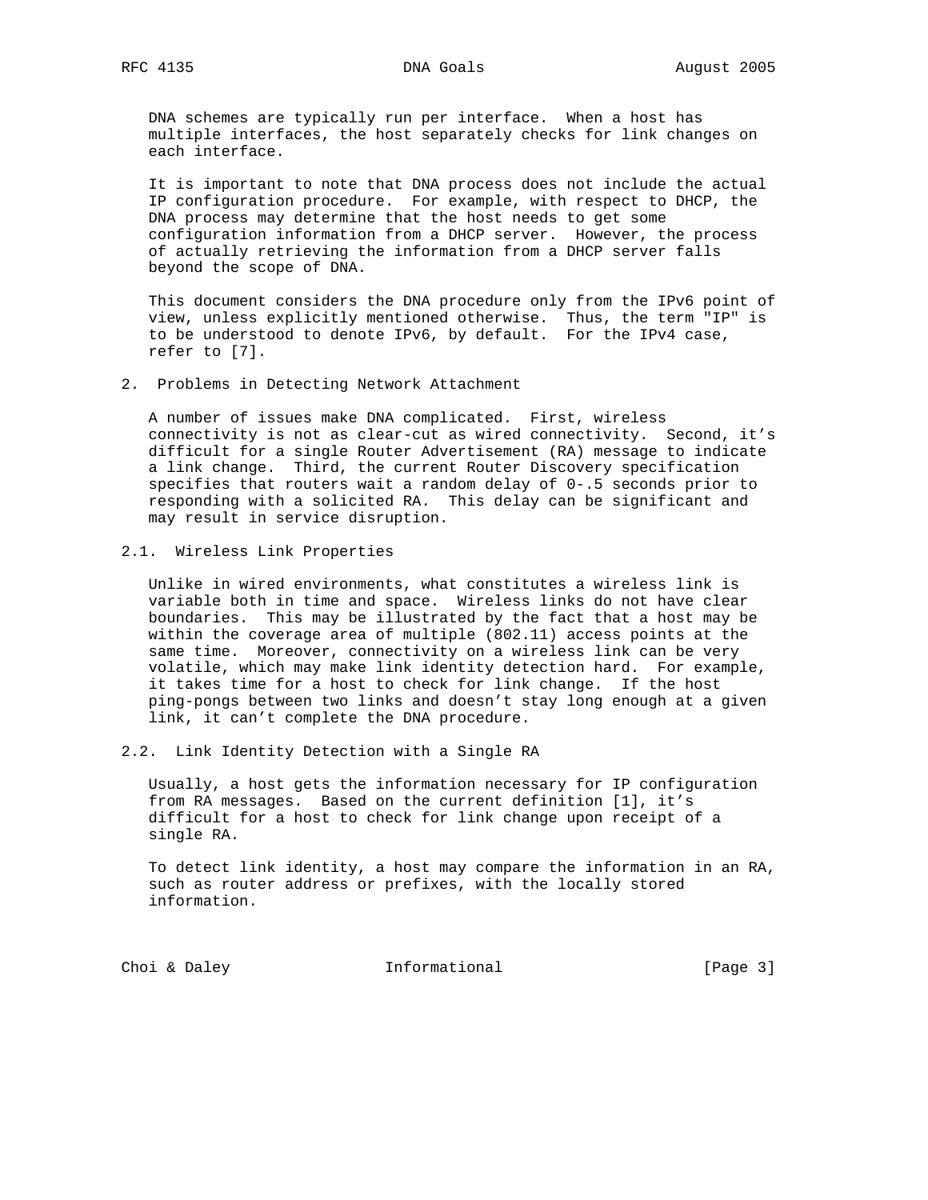DNA schemes are typically run per interface. When a host has multiple interfaces, the host separately checks for link changes on each interface.

It is important to note that DNA process does not include the actual IP configuration procedure. For example, with respect to DHCP, the DNA process may determine that the host needs to get some configuration information from a DHCP server. However, the process of actually retrieving the information from a DHCP server falls beyond the scope of DNA.

This document considers the DNA procedure only from the IPv6 point of view, unless explicitly mentioned otherwise. Thus, the term "IP" is to be understood to denote IPv6, by default. For the IPv4 case, refer to [7].

## 2. Problems in Detecting Network Attachment

A number of issues make DNA complicated. First, wireless connectivity is not as clear-cut as wired connectivity. Second, it's difficult for a single Router Advertisement (RA) message to indicate a link change. Third, the current Router Discovery specification specifies that routers wait a random delay of 0-.5 seconds prior to responding with a solicited RA. This delay can be significant and may result in service disruption.

### 2.1. Wireless Link Properties

Unlike in wired environments, what constitutes a wireless link is variable both in time and space. Wireless links do not have clear boundaries. This may be illustrated by the fact that a host may be within the coverage area of multiple (802.11) access points at the same time. Moreover, connectivity on a wireless link can be very volatile, which may make link identity detection hard. For example, it takes time for a host to check for link change. If the host ping-pongs between two links and doesn't stay long enough at a given link, it can't complete the DNA procedure.

### 2.2. Link Identity Detection with a Single RA

Usually, a host gets the information necessary for IP configuration from RA messages. Based on the current definition [1], it's difficult for a host to check for link change upon receipt of a single RA.

To detect link identity, a host may compare the information in an RA, such as router address or prefixes, with the locally stored information.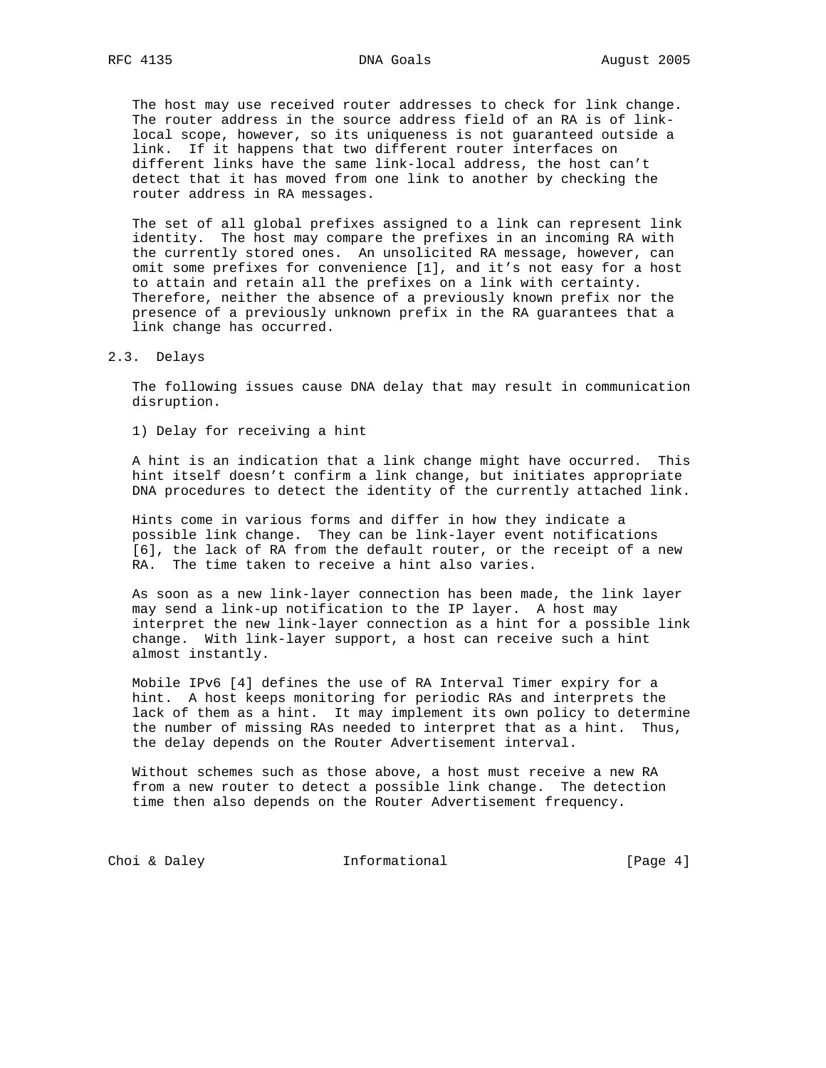The host may use received router addresses to check for link change. The router address in the source address field of an RA is of link-local scope, however, so its uniqueness is not guaranteed outside a link. If it happens that two different router interfaces on different links have the same link-local address, the host can't detect that it has moved from one link to another by checking the router address in RA messages.

The set of all global prefixes assigned to a link can represent link identity. The host may compare the prefixes in an incoming RA with the currently stored ones. An unsolicited RA message, however, can omit some prefixes for convenience [1], and it's not easy for a host to attain and retain all the prefixes on a link with certainty. Therefore, neither the absence of a previously known prefix nor the presence of a previously unknown prefix in the RA guarantees that a link change has occurred.

### 2.3. Delays

The following issues cause DNA delay that may result in communication disruption.

1) Delay for receiving a hint

A hint is an indication that a link change might have occurred. This hint itself doesn't confirm a link change, but initiates appropriate DNA procedures to detect the identity of the currently attached link.

Hints come in various forms and differ in how they indicate a possible link change. They can be link-layer event notifications [6], the lack of RA from the default router, or the receipt of a new RA. The time taken to receive a hint also varies.

As soon as a new link-layer connection has been made, the link layer may send a link-up notification to the IP layer. A host may interpret the new link-layer connection as a hint for a possible link change. With link-layer support, a host can receive such a hint almost instantly.

Mobile IPv6 [4] defines the use of RA Interval Timer expiry for a hint. A host keeps monitoring for periodic RAs and interprets the lack of them as a hint. It may implement its own policy to determine the number of missing RAs needed to interpret that as a hint. Thus, the delay depends on the Router Advertisement interval.

Without schemes such as those above, a host must receive a new RA from a new router to detect a possible link change. The detection time then also depends on the Router Advertisement frequency.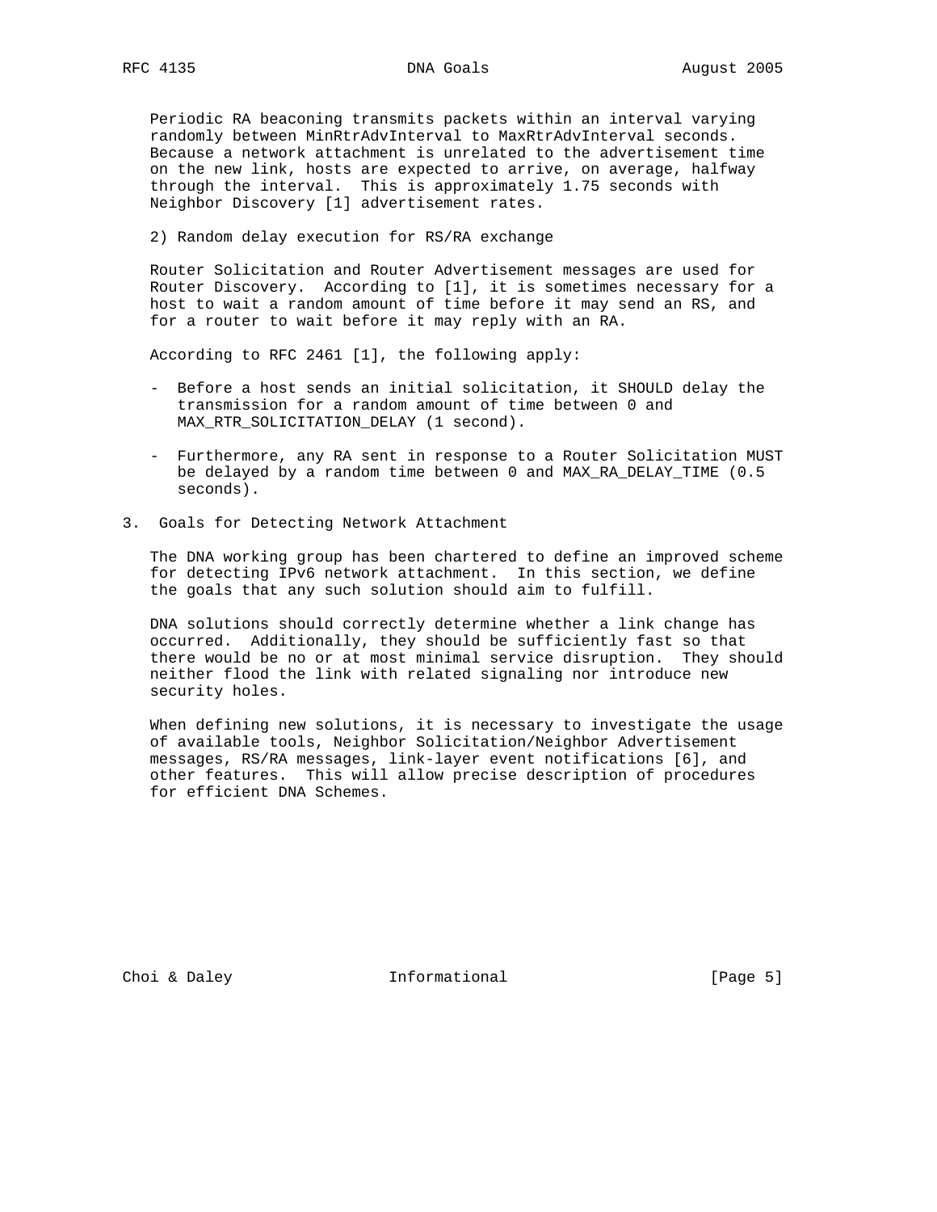Periodic RA beaconing transmits packets within an interval varying randomly between MinRtrAdvInterval to MaxRtrAdvInterval seconds. Because a network attachment is unrelated to the advertisement time on the new link, hosts are expected to arrive, on average, halfway through the interval. This is approximately 1.75 seconds with Neighbor Discovery [1] advertisement rates.

2) Random delay execution for RS/RA exchange

Router Solicitation and Router Advertisement messages are used for Router Discovery. According to [1], it is sometimes necessary for a host to wait a random amount of time before it may send an RS, and for a router to wait before it may reply with an RA.

According to RFC 2461 [1], the following apply:

- Before a host sends an initial solicitation, it SHOULD delay the transmission for a random amount of time between 0 and MAX_RTR_SOLICITATION_DELAY (1 second).

- Furthermore, any RA sent in response to a Router Solicitation MUST be delayed by a random time between 0 and MAX_RA_DELAY_TIME (0.5 seconds).

## 3. Goals for Detecting Network Attachment

The DNA working group has been chartered to define an improved scheme for detecting IPv6 network attachment. In this section, we define the goals that any such solution should aim to fulfill.

DNA solutions should correctly determine whether a link change has occurred. Additionally, they should be sufficiently fast so that there would be no or at most minimal service disruption. They should neither flood the link with related signaling nor introduce new security holes.

When defining new solutions, it is necessary to investigate the usage of available tools, Neighbor Solicitation/Neighbor Advertisement messages, RS/RA messages, link-layer event notifications [6], and other features. This will allow precise description of procedures for efficient DNA Schemes.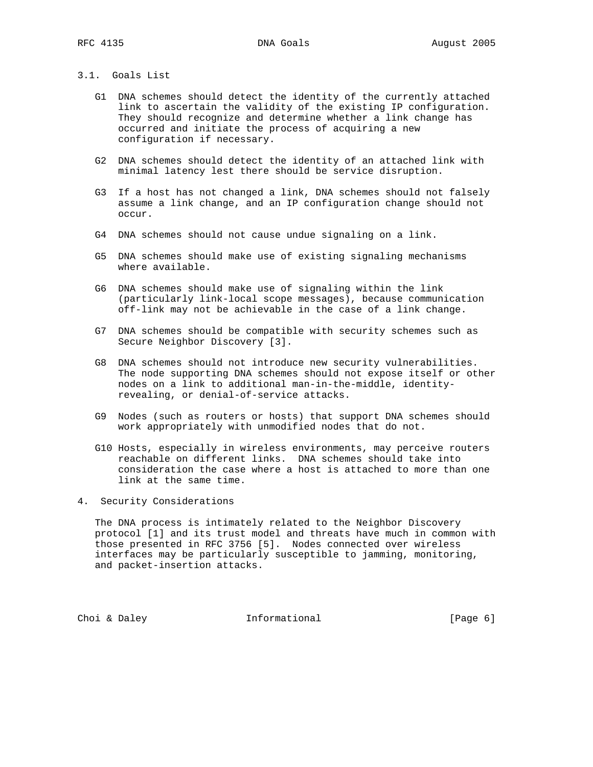### 3.1. Goals List

- G1 DNA schemes should detect the identity of the currently attached link to ascertain the validity of the existing IP configuration. They should recognize and determine whether a link change has occurred and initiate the process of acquiring a new configuration if necessary.

- G2 DNA schemes should detect the identity of an attached link with minimal latency lest there should be service disruption.

- G3 If a host has not changed a link, DNA schemes should not falsely assume a link change, and an IP configuration change should not occur.

- G4 DNA schemes should not cause undue signaling on a link.

- G5 DNA schemes should make use of existing signaling mechanisms where available.

- G6 DNA schemes should make use of signaling within the link (particularly link-local scope messages), because communication off-link may not be achievable in the case of a link change.

- G7 DNA schemes should be compatible with security schemes such as Secure Neighbor Discovery [3].

- G8 DNA schemes should not introduce new security vulnerabilities. The node supporting DNA schemes should not expose itself or other nodes on a link to additional man-in-the-middle, identity-revealing, or denial-of-service attacks.

- G9 Nodes (such as routers or hosts) that support DNA schemes should work appropriately with unmodified nodes that do not.

- G10 Hosts, especially in wireless environments, may perceive routers reachable on different links. DNA schemes should take into consideration the case where a host is attached to more than one link at the same time.

## 4. Security Considerations

The DNA process is intimately related to the Neighbor Discovery protocol [1] and its trust model and threats have much in common with those presented in RFC 3756 [5]. Nodes connected over wireless interfaces may be particularly susceptible to jamming, monitoring, and packet-insertion attacks.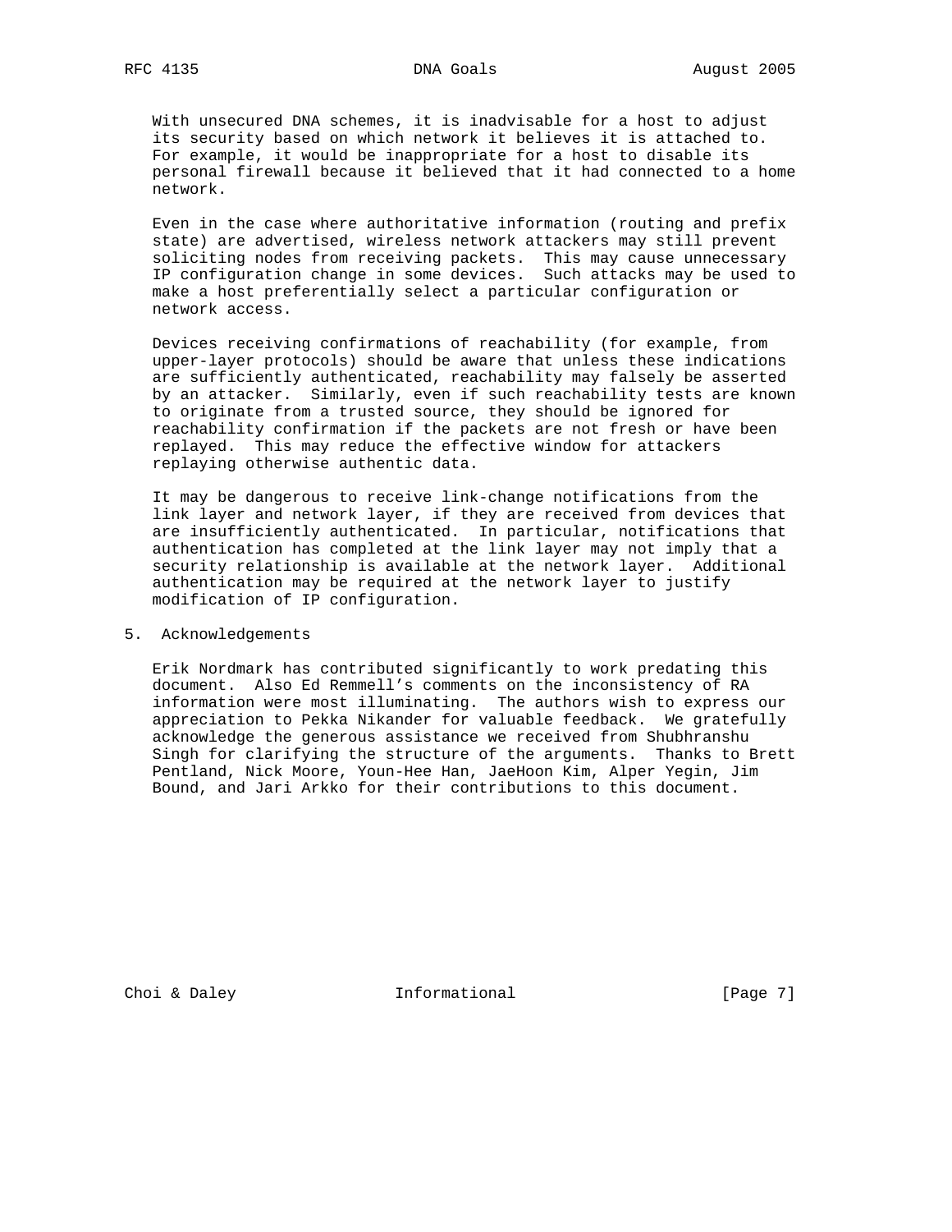With unsecured DNA schemes, it is inadvisable for a host to adjust its security based on which network it believes it is attached to. For example, it would be inappropriate for a host to disable its personal firewall because it believed that it had connected to a home network.

Even in the case where authoritative information (routing and prefix state) are advertised, wireless network attackers may still prevent soliciting nodes from receiving packets. This may cause unnecessary IP configuration change in some devices. Such attacks may be used to make a host preferentially select a particular configuration or network access.

Devices receiving confirmations of reachability (for example, from upper-layer protocols) should be aware that unless these indications are sufficiently authenticated, reachability may falsely be asserted by an attacker. Similarly, even if such reachability tests are known to originate from a trusted source, they should be ignored for reachability confirmation if the packets are not fresh or have been replayed. This may reduce the effective window for attackers replaying otherwise authentic data.

It may be dangerous to receive link-change notifications from the link layer and network layer, if they are received from devices that are insufficiently authenticated. In particular, notifications that authentication has completed at the link layer may not imply that a security relationship is available at the network layer. Additional authentication may be required at the network layer to justify modification of IP configuration.

## 5. Acknowledgements

Erik Nordmark has contributed significantly to work predating this document. Also Ed Remmell's comments on the inconsistency of RA information were most illuminating. The authors wish to express our appreciation to Pekka Nikander for valuable feedback. We gratefully acknowledge the generous assistance we received from Shubhranshu Singh for clarifying the structure of the arguments. Thanks to Brett Pentland, Nick Moore, Youn-Hee Han, JaeHoon Kim, Alper Yegin, Jim Bound, and Jari Arkko for their contributions to this document.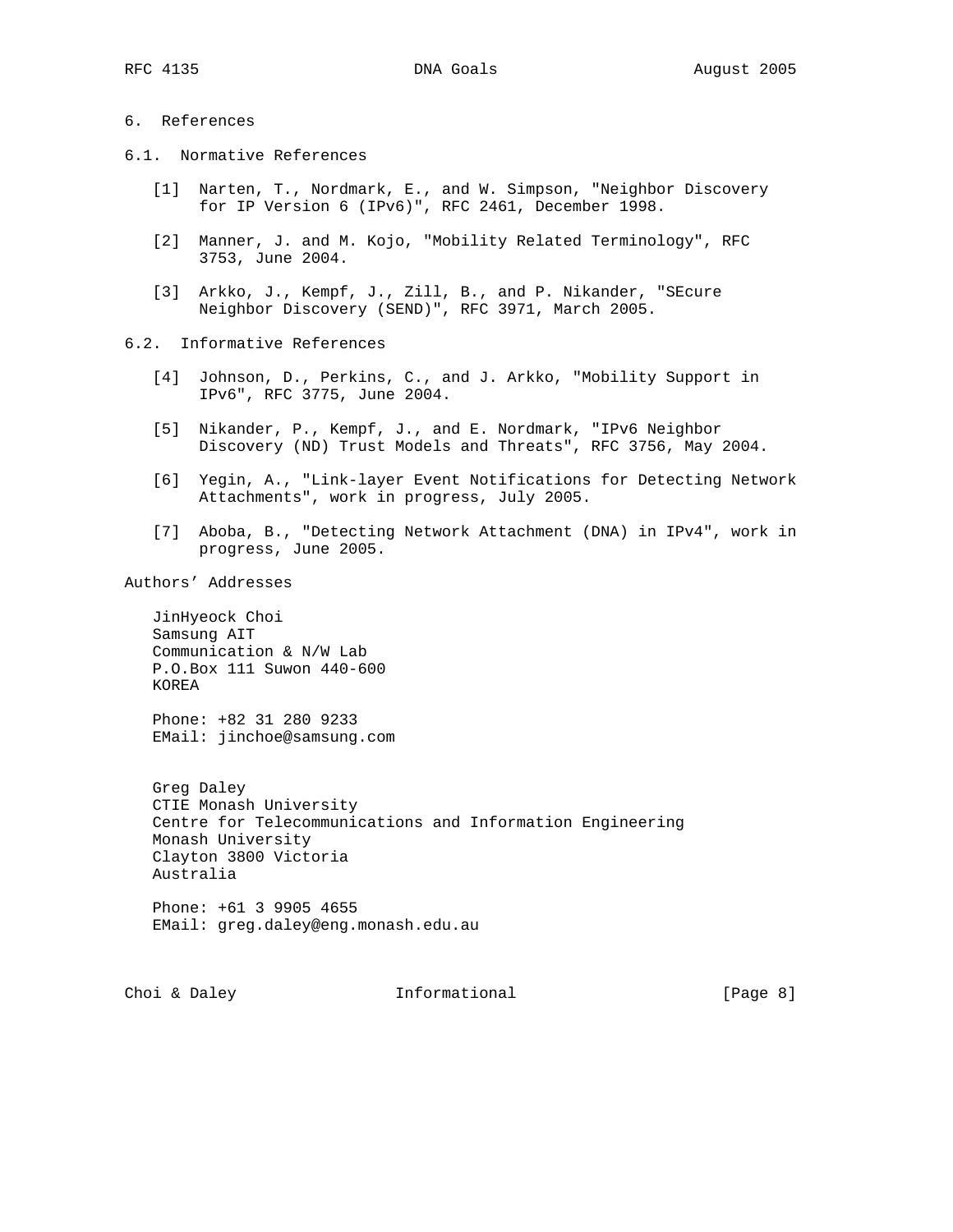# 6. References

## 6.1. Normative References

[1] Narten, T., Nordmark, E., and W. Simpson, "Neighbor Discovery for IP Version 6 (IPv6)", RFC 2461, December 1998.

[2] Manner, J. and M. Kojo, "Mobility Related Terminology", RFC 3753, June 2004.

[3] Arkko, J., Kempf, J., Zill, B., and P. Nikander, "SEcure Neighbor Discovery (SEND)", RFC 3971, March 2005.

## 6.2. Informative References

[4] Johnson, D., Perkins, C., and J. Arkko, "Mobility Support in IPv6", RFC 3775, June 2004.

[5] Nikander, P., Kempf, J., and E. Nordmark, "IPv6 Neighbor Discovery (ND) Trust Models and Threats", RFC 3756, May 2004.

[6] Yegin, A., "Link-layer Event Notifications for Detecting Network Attachments", work in progress, July 2005.

[7] Aboba, B., "Detecting Network Attachment (DNA) in IPv4", work in progress, June 2005.

# Authors' Addresses

JinHyeock Choi
Samsung AIT
Communication & N/W Lab
P.O.Box 111 Suwon 440-600
KOREA

Phone: +82 31 280 9233
EMail: jinchoe@samsung.com

Greg Daley
CTIE Monash University
Centre for Telecommunications and Information Engineering
Monash University
Clayton 3800 Victoria
Australia

Phone: +61 3 9905 4655
EMail: greg.daley@eng.monash.edu.au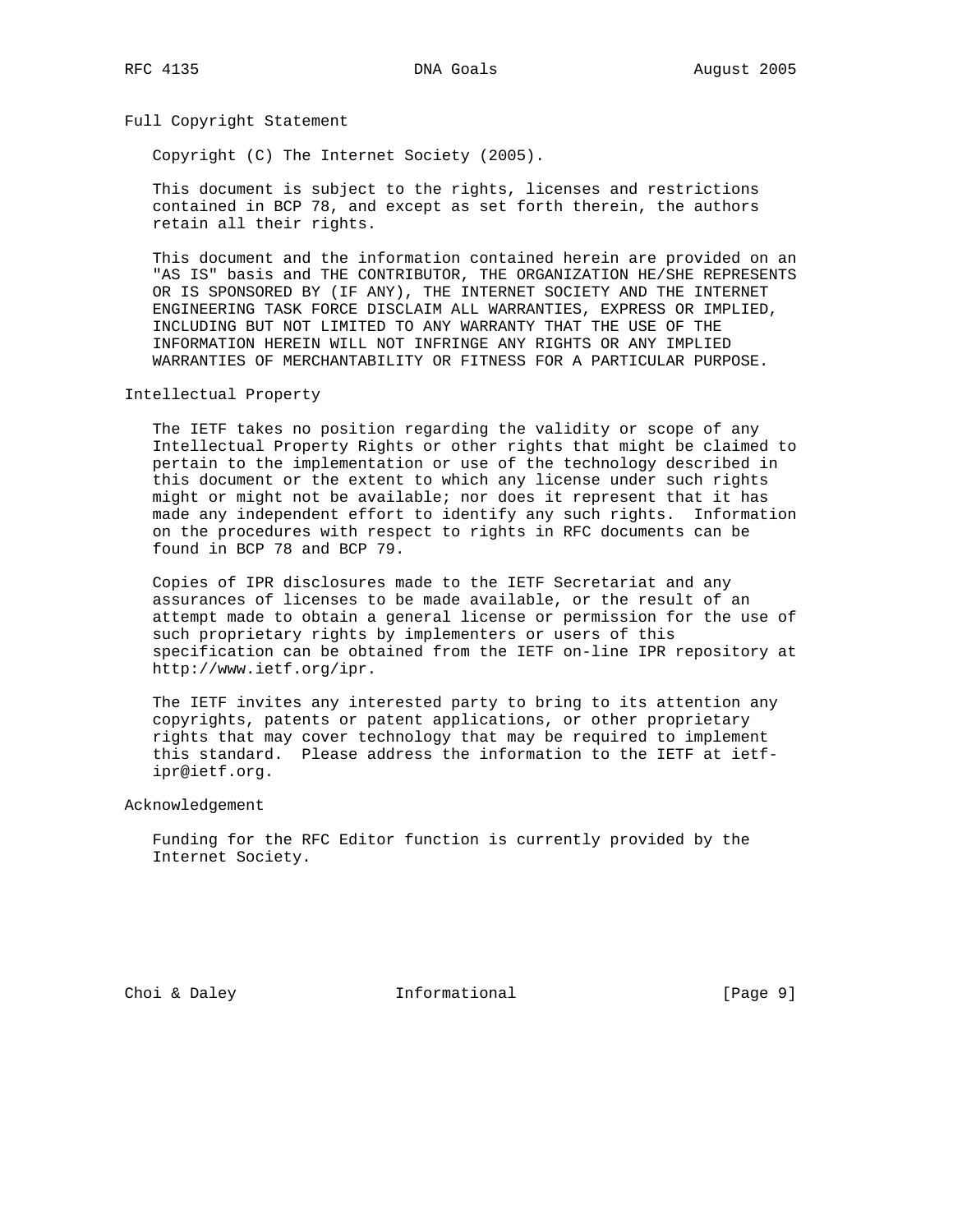## Full Copyright Statement

Copyright (C) The Internet Society (2005).

This document is subject to the rights, licenses and restrictions contained in BCP 78, and except as set forth therein, the authors retain all their rights.

This document and the information contained herein are provided on an "AS IS" basis and THE CONTRIBUTOR, THE ORGANIZATION HE/SHE REPRESENTS OR IS SPONSORED BY (IF ANY), THE INTERNET SOCIETY AND THE INTERNET ENGINEERING TASK FORCE DISCLAIM ALL WARRANTIES, EXPRESS OR IMPLIED, INCLUDING BUT NOT LIMITED TO ANY WARRANTY THAT THE USE OF THE INFORMATION HEREIN WILL NOT INFRINGE ANY RIGHTS OR ANY IMPLIED WARRANTIES OF MERCHANTABILITY OR FITNESS FOR A PARTICULAR PURPOSE.

## Intellectual Property

The IETF takes no position regarding the validity or scope of any Intellectual Property Rights or other rights that might be claimed to pertain to the implementation or use of the technology described in this document or the extent to which any license under such rights might or might not be available; nor does it represent that it has made any independent effort to identify any such rights. Information on the procedures with respect to rights in RFC documents can be found in BCP 78 and BCP 79.

Copies of IPR disclosures made to the IETF Secretariat and any assurances of licenses to be made available, or the result of an attempt made to obtain a general license or permission for the use of such proprietary rights by implementers or users of this specification can be obtained from the IETF on-line IPR repository at http://www.ietf.org/ipr.

The IETF invites any interested party to bring to its attention any copyrights, patents or patent applications, or other proprietary rights that may cover technology that may be required to implement this standard. Please address the information to the IETF at ietf-ipr@ietf.org.

## Acknowledgement

Funding for the RFC Editor function is currently provided by the Internet Society.